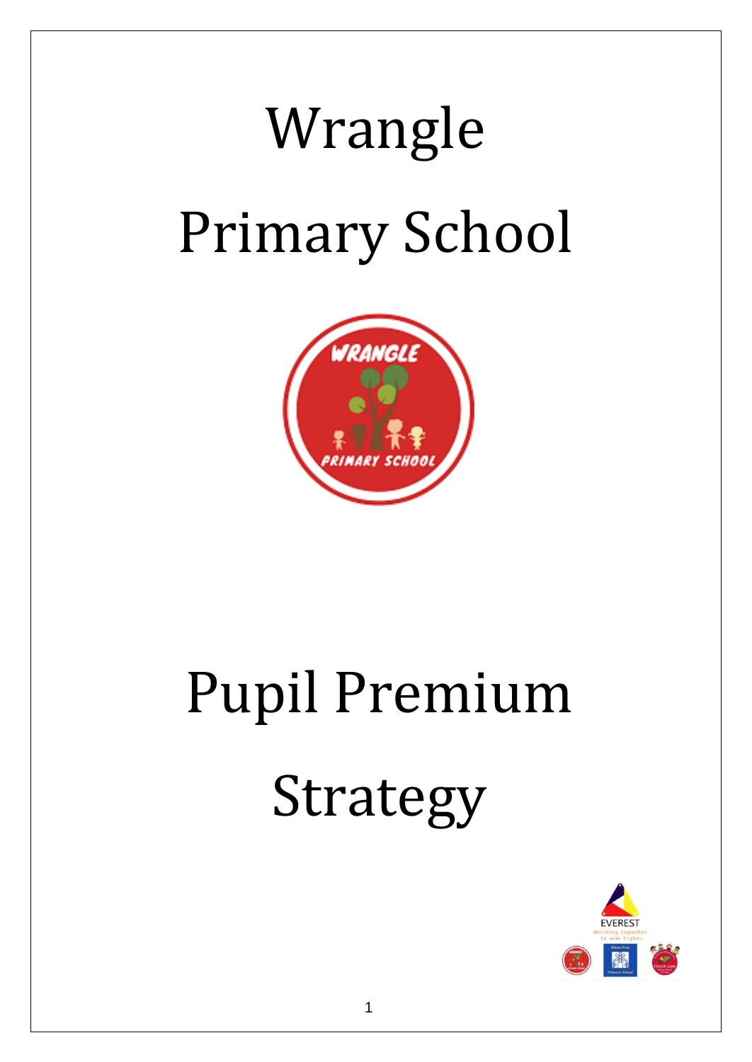# Wrangle Primary School

# Pupil Premium Strategy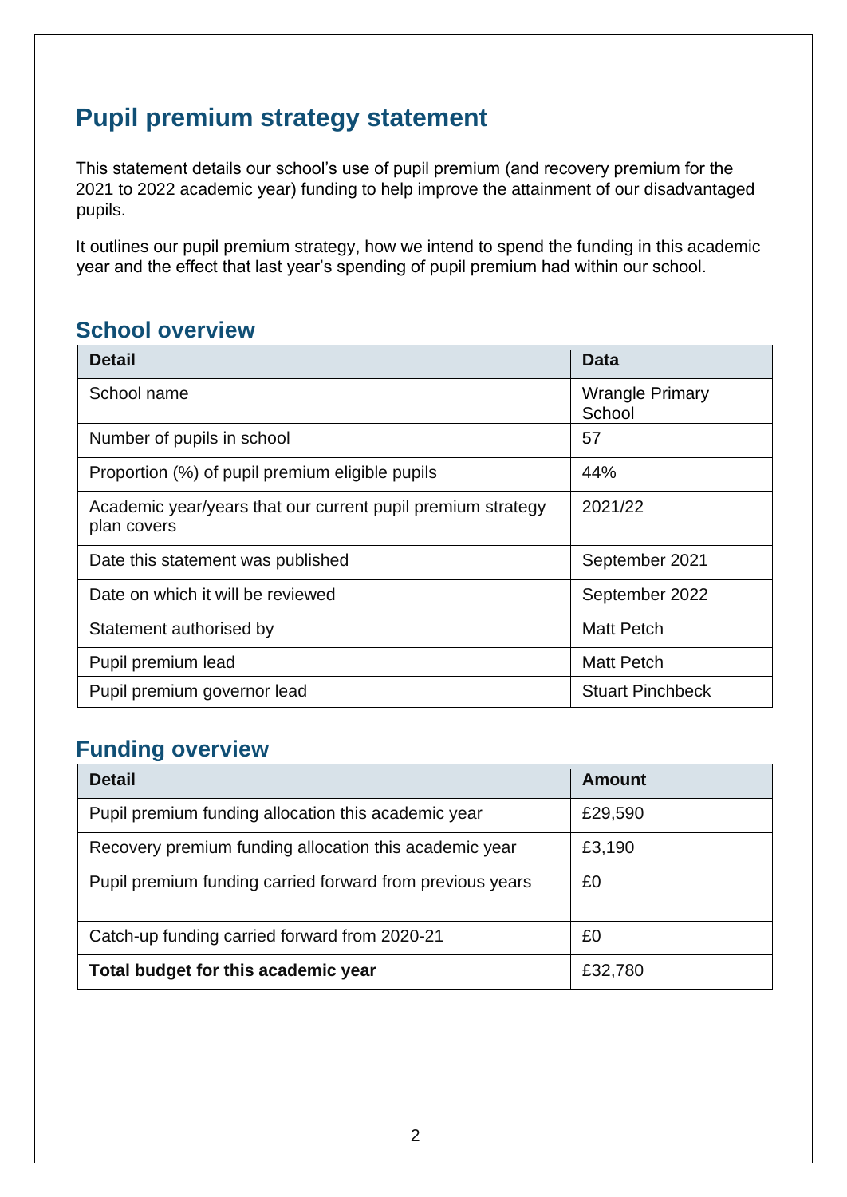# Pupil premium strategy statement

This statement details our school's use of pupil premium (and recovery premium for the 2021 to 2022 academic year) funding to help improve the attainment of our disadvantaged pupils.

It outlines our pupil premium strategy, how we intend to spend the funding in this academic year and the effect that last year's spending of pupil premium had within our school.

## School overview

| Detail | Data |
| --- | --- |
| School name | Wrangle Primary School |
| Number of pupils in school | 57 |
| Proportion (%) of pupil premium eligible pupils | 44% |
| Academic year/years that our current pupil premium strategy plan covers | 2021/22 |
| Date this statement was published | September 2021 |
| Date on which it will be reviewed | September 2022 |
| Statement authorised by | Matt Petch |
| Pupil premium lead | Matt Petch |
| Pupil premium governor lead | Stuart Pinchbeck |

## Funding overview

| Detail | Amount |
| --- | --- |
| Pupil premium funding allocation this academic year | £29,590 |
| Recovery premium funding allocation this academic year | £3,190 |
| Pupil premium funding carried forward from previous years | £0 |
| Catch-up funding carried forward from 2020-21 | £0 |
| **Total budget for this academic year** | £32,780 |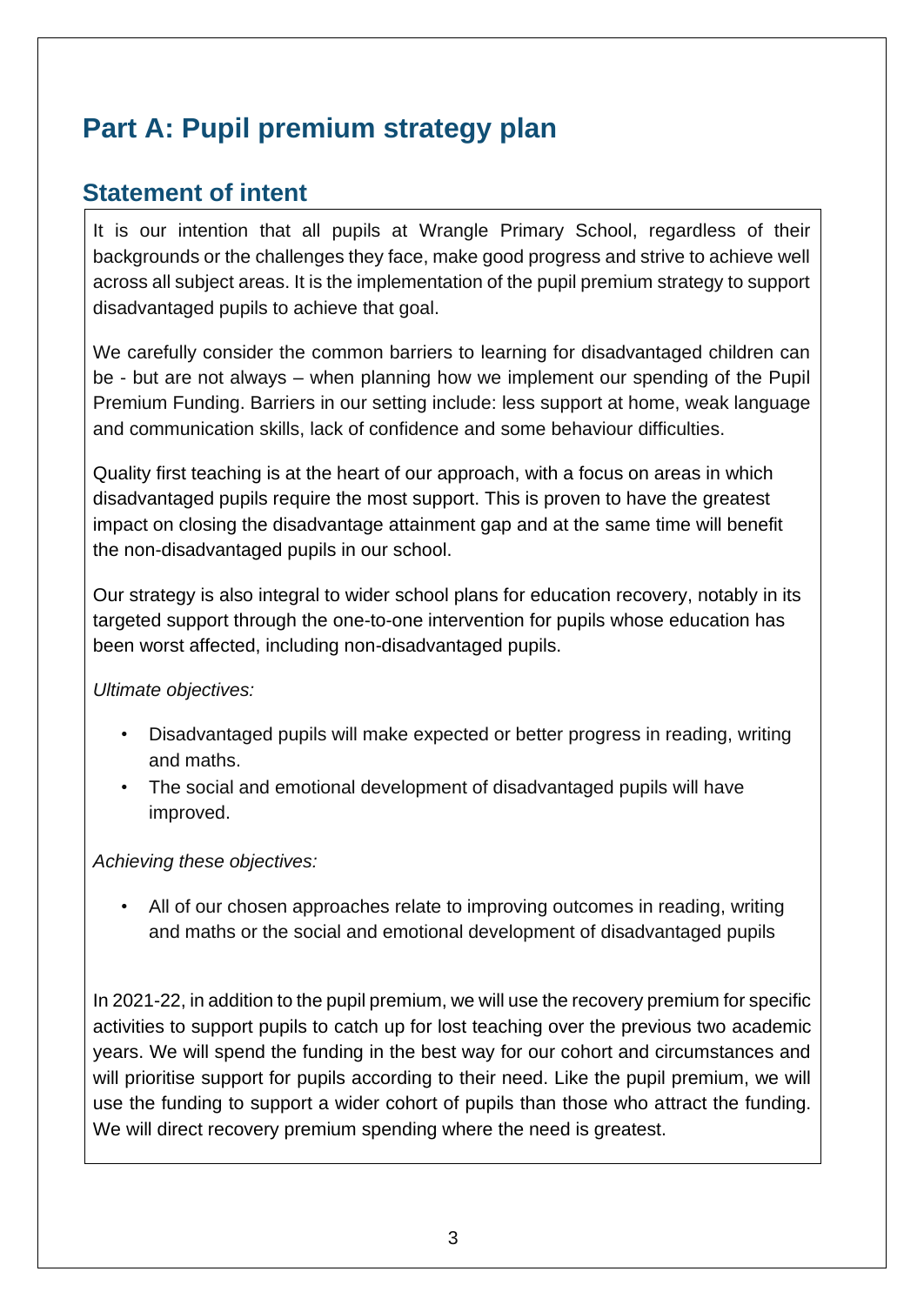# Part A: Pupil premium strategy plan

## Statement of intent

It is our intention that all pupils at Wrangle Primary School, regardless of their backgrounds or the challenges they face, make good progress and strive to achieve well across all subject areas. It is the implementation of the pupil premium strategy to support disadvantaged pupils to achieve that goal.

We carefully consider the common barriers to learning for disadvantaged children can be - but are not always – when planning how we implement our spending of the Pupil Premium Funding. Barriers in our setting include: less support at home, weak language and communication skills, lack of confidence and some behaviour difficulties.

Quality first teaching is at the heart of our approach, with a focus on areas in which disadvantaged pupils require the most support. This is proven to have the greatest impact on closing the disadvantage attainment gap and at the same time will benefit the non-disadvantaged pupils in our school.

Our strategy is also integral to wider school plans for education recovery, notably in its targeted support through the one-to-one intervention for pupils whose education has been worst affected, including non-disadvantaged pupils.

*Ultimate objectives:*

- Disadvantaged pupils will make expected or better progress in reading, writing and maths.
- The social and emotional development of disadvantaged pupils will have improved.

*Achieving these objectives:*

- All of our chosen approaches relate to improving outcomes in reading, writing and maths or the social and emotional development of disadvantaged pupils

In 2021-22, in addition to the pupil premium, we will use the recovery premium for specific activities to support pupils to catch up for lost teaching over the previous two academic years. We will spend the funding in the best way for our cohort and circumstances and will prioritise support for pupils according to their need. Like the pupil premium, we will use the funding to support a wider cohort of pupils than those who attract the funding. We will direct recovery premium spending where the need is greatest.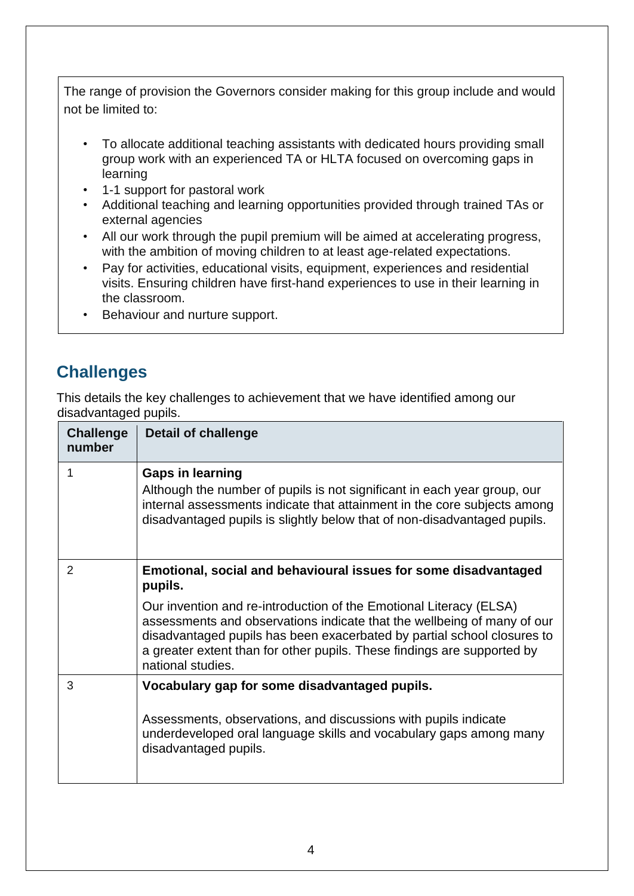The range of provision the Governors consider making for this group include and would not be limited to:

- To allocate additional teaching assistants with dedicated hours providing small group work with an experienced TA or HLTA focused on overcoming gaps in learning
- 1-1 support for pastoral work
- Additional teaching and learning opportunities provided through trained TAs or external agencies
- All our work through the pupil premium will be aimed at accelerating progress, with the ambition of moving children to at least age-related expectations.
- Pay for activities, educational visits, equipment, experiences and residential visits. Ensuring children have first-hand experiences to use in their learning in the classroom.
- Behaviour and nurture support.

## Challenges

This details the key challenges to achievement that we have identified among our disadvantaged pupils.

| Challenge number | Detail of challenge |
| --- | --- |
| 1 | **Gaps in learning**<br>Although the number of pupils is not significant in each year group, our internal assessments indicate that attainment in the core subjects among disadvantaged pupils is slightly below that of non-disadvantaged pupils. |
| 2 | **Emotional, social and behavioural issues for some disadvantaged pupils.**<br>Our invention and re-introduction of the Emotional Literacy (ELSA) assessments and observations indicate that the wellbeing of many of our disadvantaged pupils has been exacerbated by partial school closures to a greater extent than for other pupils. These findings are supported by national studies. |
| 3 | **Vocabulary gap for some disadvantaged pupils.**<br>Assessments, observations, and discussions with pupils indicate underdeveloped oral language skills and vocabulary gaps among many disadvantaged pupils. |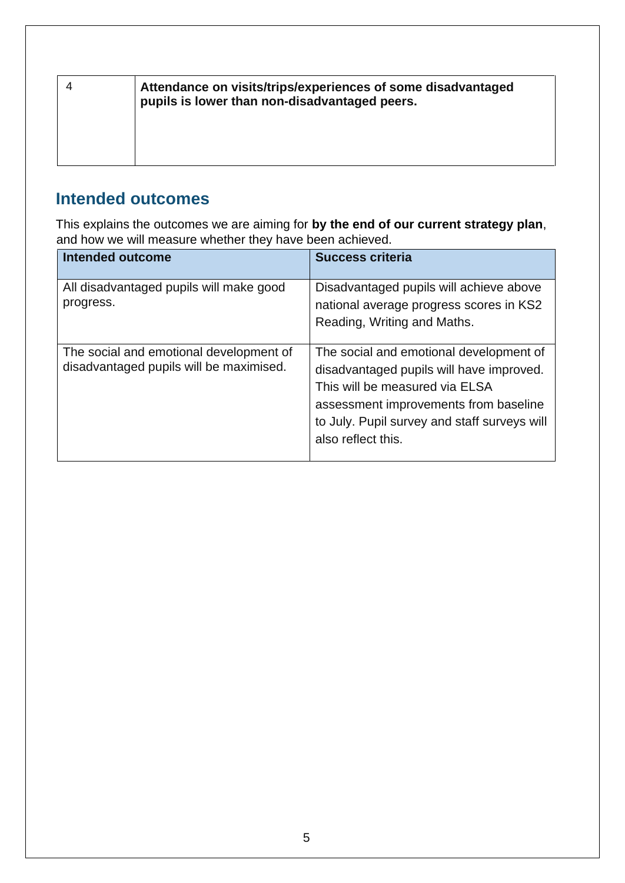| 4 | **Attendance on visits/trips/experiences of some disadvantaged pupils is lower than non-disadvantaged peers.** |
|---|---|

## Intended outcomes

This explains the outcomes we are aiming for **by the end of our current strategy plan**, and how we will measure whether they have been achieved.

| Intended outcome | Success criteria |
|---|---|
| All disadvantaged pupils will make good progress. | Disadvantaged pupils will achieve above national average progress scores in KS2 Reading, Writing and Maths. |
| The social and emotional development of disadvantaged pupils will be maximised. | The social and emotional development of disadvantaged pupils will have improved. This will be measured via ELSA assessment improvements from baseline to July. Pupil survey and staff surveys will also reflect this. |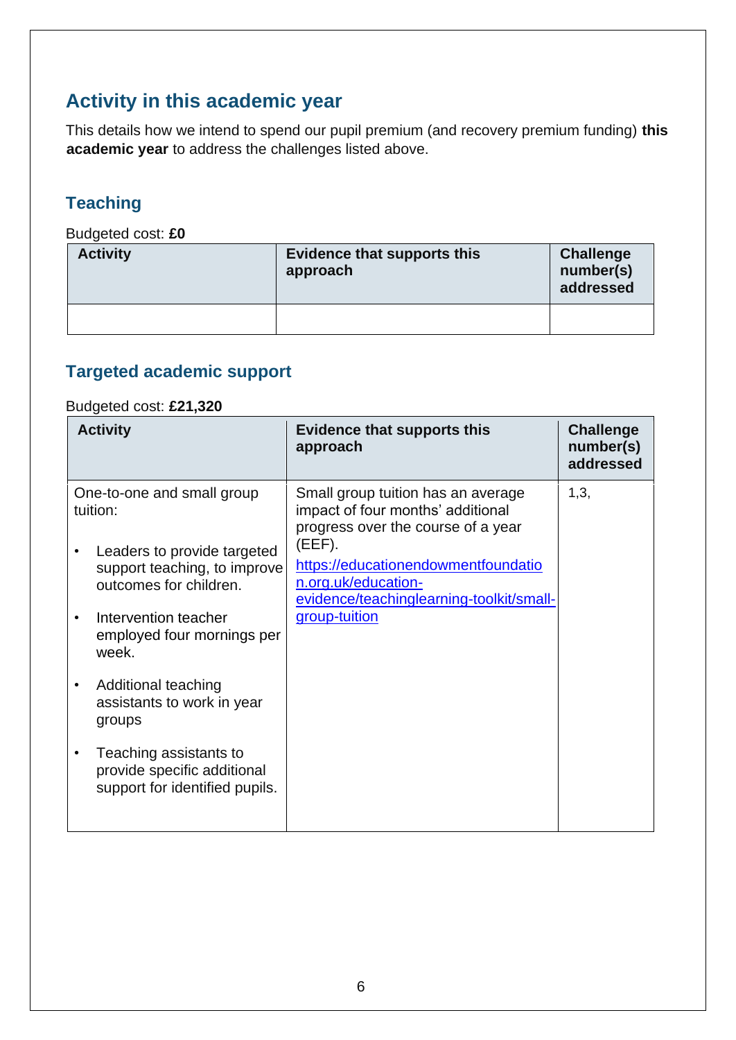## Activity in this academic year

This details how we intend to spend our pupil premium (and recovery premium funding) **this academic year** to address the challenges listed above.

### Teaching

Budgeted cost: **£0**

| Activity | Evidence that supports this approach | Challenge number(s) addressed |
|---|---|---|
| | | |

### Targeted academic support

Budgeted cost: **£21,320**

| Activity | Evidence that supports this approach | Challenge number(s) addressed |
|---|---|---|
| One-to-one and small group tuition:<br>• Leaders to provide targeted support teaching, to improve outcomes for children.<br>• Intervention teacher employed four mornings per week.<br>• Additional teaching assistants to work in year groups<br>• Teaching assistants to provide specific additional support for identified pupils. | Small group tuition has an average impact of four months' additional progress over the course of a year (EEF).<br>https://educationendowmentfoundation.org.uk/education-evidence/teachinglearning-toolkit/small-group-tuition | 1,3, |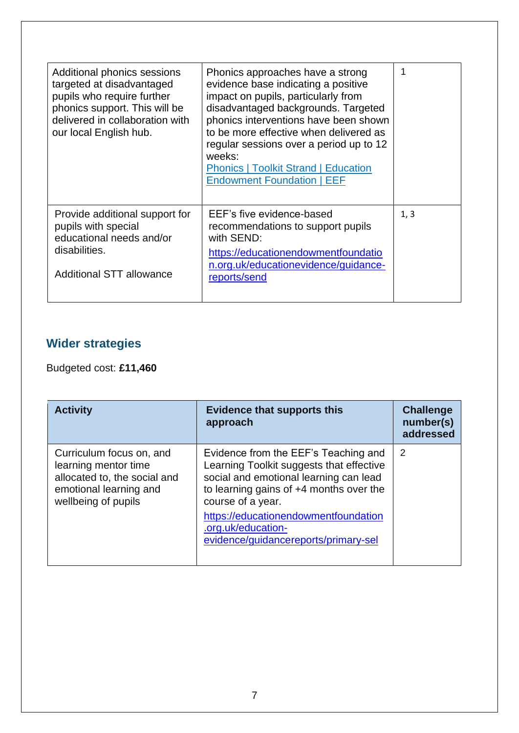| | | |
|---|---|---|
| Additional phonics sessions targeted at disadvantaged pupils who require further phonics support. This will be delivered in collaboration with our local English hub. | Phonics approaches have a strong evidence base indicating a positive impact on pupils, particularly from disadvantaged backgrounds. Targeted phonics interventions have been shown to be more effective when delivered as regular sessions over a period up to 12 weeks: [Phonics \| Toolkit Strand \| Education Endowment Foundation \| EEF](Phonics \| Toolkit Strand \| Education Endowment Foundation \| EEF) | 1 |
| Provide additional support for pupils with special educational needs and/or disabilities.<br><br>Additional STT allowance | EEF's five evidence-based recommendations to support pupils with SEND: https://educationendowmentfoundation.org.uk/educationevidence/guidance-reports/send | 1, 3 |

## Wider strategies

Budgeted cost: **£11,460**

| Activity | Evidence that supports this approach | Challenge number(s) addressed |
|---|---|---|
| Curriculum focus on, and learning mentor time allocated to, the social and emotional learning and wellbeing of pupils | Evidence from the EEF's Teaching and Learning Toolkit suggests that effective social and emotional learning can lead to learning gains of +4 months over the course of a year. https://educationendowmentfoundation.org.uk/education-evidence/guidancereports/primary-sel | 2 |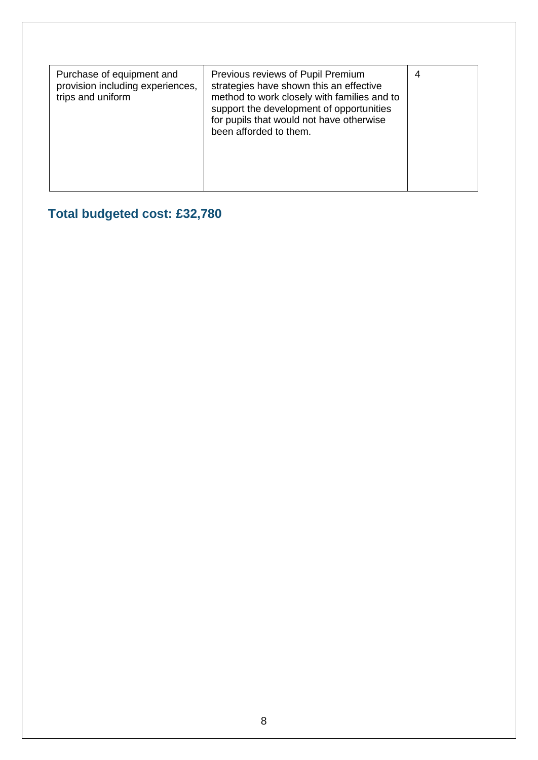| | | |
|---|---|---|
| Purchase of equipment and provision including experiences, trips and uniform | Previous reviews of Pupil Premium strategies have shown this an effective method to work closely with families and to support the development of opportunities for pupils that would not have otherwise been afforded to them. | 4 |

## Total budgeted cost: £32,780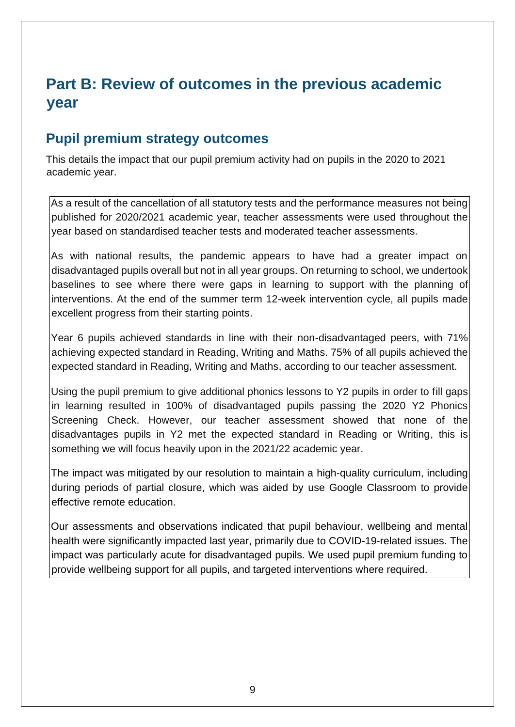# Part B: Review of outcomes in the previous academic year

## Pupil premium strategy outcomes

This details the impact that our pupil premium activity had on pupils in the 2020 to 2021 academic year.

As a result of the cancellation of all statutory tests and the performance measures not being published for 2020/2021 academic year, teacher assessments were used throughout the year based on standardised teacher tests and moderated teacher assessments.

As with national results, the pandemic appears to have had a greater impact on disadvantaged pupils overall but not in all year groups. On returning to school, we undertook baselines to see where there were gaps in learning to support with the planning of interventions. At the end of the summer term 12-week intervention cycle, all pupils made excellent progress from their starting points.

Year 6 pupils achieved standards in line with their non-disadvantaged peers, with 71% achieving expected standard in Reading, Writing and Maths. 75% of all pupils achieved the expected standard in Reading, Writing and Maths, according to our teacher assessment.

Using the pupil premium to give additional phonics lessons to Y2 pupils in order to fill gaps in learning resulted in 100% of disadvantaged pupils passing the 2020 Y2 Phonics Screening Check. However, our teacher assessment showed that none of the disadvantages pupils in Y2 met the expected standard in Reading or Writing, this is something we will focus heavily upon in the 2021/22 academic year.

The impact was mitigated by our resolution to maintain a high-quality curriculum, including during periods of partial closure, which was aided by use Google Classroom to provide effective remote education.

Our assessments and observations indicated that pupil behaviour, wellbeing and mental health were significantly impacted last year, primarily due to COVID-19-related issues. The impact was particularly acute for disadvantaged pupils. We used pupil premium funding to provide wellbeing support for all pupils, and targeted interventions where required.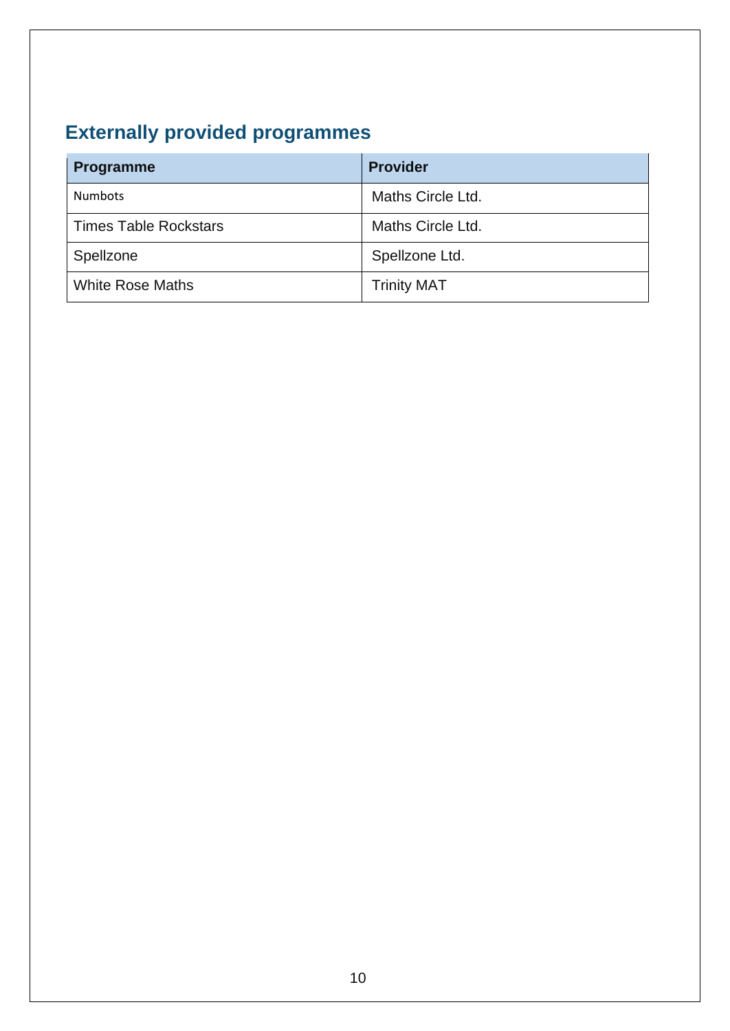## Externally provided programmes

| Programme | Provider |
| --- | --- |
| Numbots | Maths Circle Ltd. |
| Times Table Rockstars | Maths Circle Ltd. |
| Spellzone | Spellzone Ltd. |
| White Rose Maths | Trinity MAT |